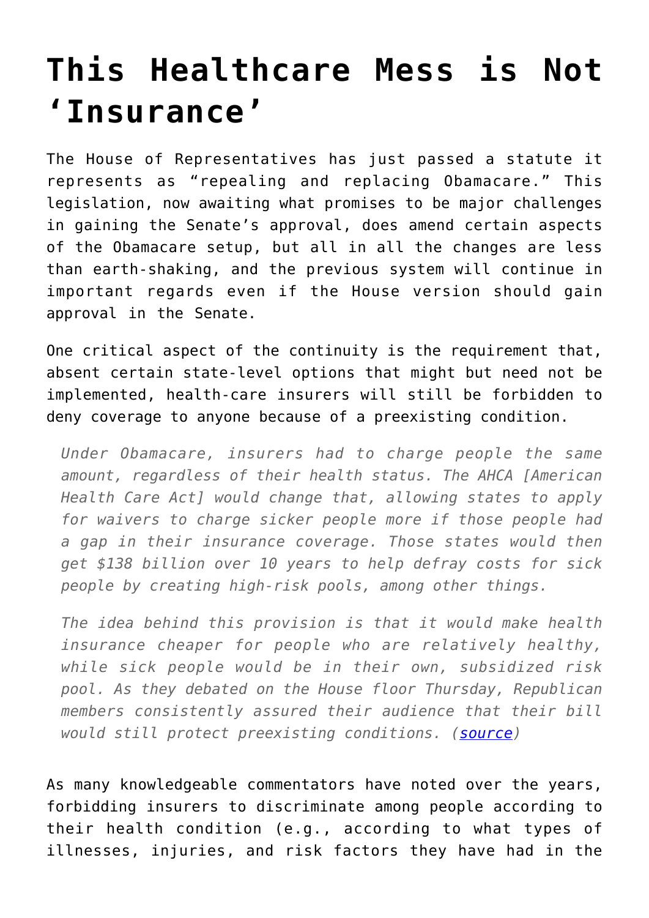# This Healthcare Mess is Not 'Insurance'

The House of Representatives has just passed a statute it represents as "repealing and replacing Obamacare." This legislation, now awaiting what promises to be major challenges in gaining the Senate's approval, does amend certain aspects of the Obamacare setup, but all in all the changes are less than earth-shaking, and the previous system will continue in important regards even if the House version should gain approval in the Senate.

One critical aspect of the continuity is the requirement that, absent certain state-level options that might but need not be implemented, health-care insurers will still be forbidden to deny coverage to anyone because of a preexisting condition.

> *Under Obamacare, insurers had to charge people the same amount, regardless of their health status. The AHCA [American Health Care Act] would change that, allowing states to apply for waivers to charge sicker people more if those people had a gap in their insurance coverage. Those states would then get $138 billion over 10 years to help defray costs for sick people by creating high-risk pools, among other things.*
>
> *The idea behind this provision is that it would make health insurance cheaper for people who are relatively healthy, while sick people would be in their own, subsidized risk pool. As they debated on the House floor Thursday, Republican members consistently assured their audience that their bill would still protect preexisting conditions. (source)*

As many knowledgeable commentators have noted over the years, forbidding insurers to discriminate among people according to their health condition (e.g., according to what types of illnesses, injuries, and risk factors they have had in the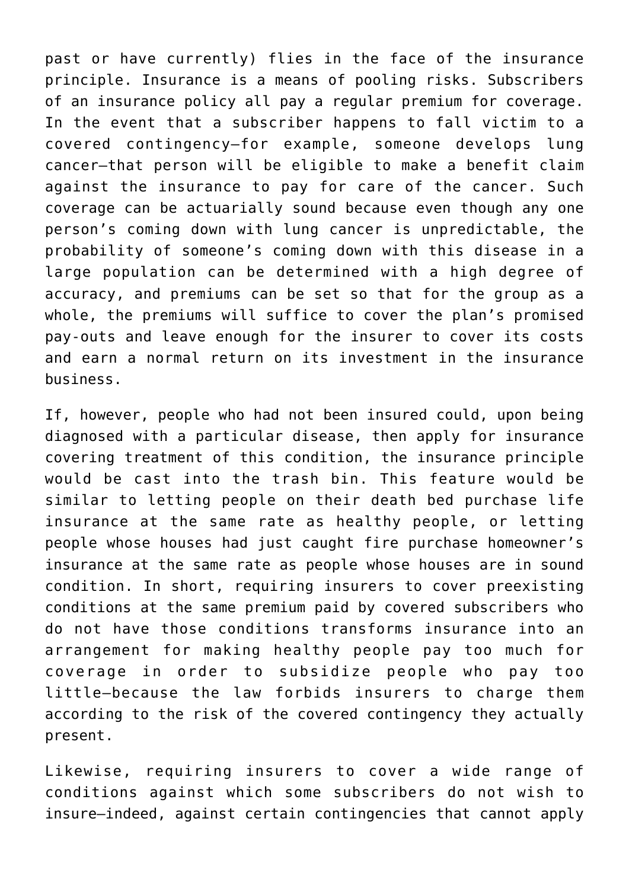past or have currently) flies in the face of the insurance principle. Insurance is a means of pooling risks. Subscribers of an insurance policy all pay a regular premium for coverage. In the event that a subscriber happens to fall victim to a covered contingency—for example, someone develops lung cancer—that person will be eligible to make a benefit claim against the insurance to pay for care of the cancer. Such coverage can be actuarially sound because even though any one person's coming down with lung cancer is unpredictable, the probability of someone's coming down with this disease in a large population can be determined with a high degree of accuracy, and premiums can be set so that for the group as a whole, the premiums will suffice to cover the plan's promised pay-outs and leave enough for the insurer to cover its costs and earn a normal return on its investment in the insurance business.

If, however, people who had not been insured could, upon being diagnosed with a particular disease, then apply for insurance covering treatment of this condition, the insurance principle would be cast into the trash bin. This feature would be similar to letting people on their death bed purchase life insurance at the same rate as healthy people, or letting people whose houses had just caught fire purchase homeowner's insurance at the same rate as people whose houses are in sound condition. In short, requiring insurers to cover preexisting conditions at the same premium paid by covered subscribers who do not have those conditions transforms insurance into an arrangement for making healthy people pay too much for coverage in order to subsidize people who pay too little—because the law forbids insurers to charge them according to the risk of the covered contingency they actually present.

Likewise, requiring insurers to cover a wide range of conditions against which some subscribers do not wish to insure—indeed, against certain contingencies that cannot apply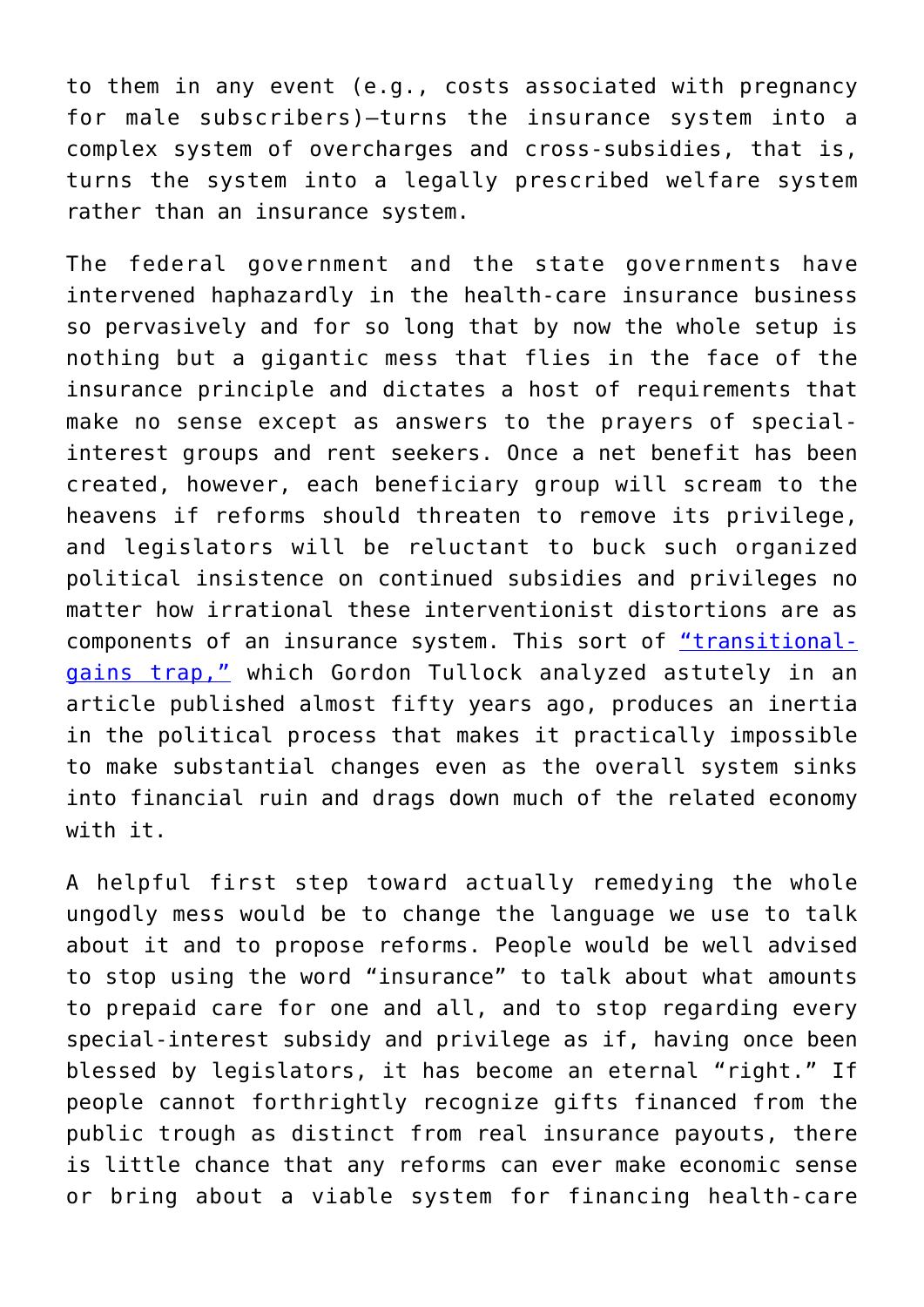to them in any event (e.g., costs associated with pregnancy for male subscribers)—turns the insurance system into a complex system of overcharges and cross-subsidies, that is, turns the system into a legally prescribed welfare system rather than an insurance system.

The federal government and the state governments have intervened haphazardly in the health-care insurance business so pervasively and for so long that by now the whole setup is nothing but a gigantic mess that flies in the face of the insurance principle and dictates a host of requirements that make no sense except as answers to the prayers of special-interest groups and rent seekers. Once a net benefit has been created, however, each beneficiary group will scream to the heavens if reforms should threaten to remove its privilege, and legislators will be reluctant to buck such organized political insistence on continued subsidies and privileges no matter how irrational these interventionist distortions are as components of an insurance system. This sort of "transitional-gains trap," which Gordon Tullock analyzed astutely in an article published almost fifty years ago, produces an inertia in the political process that makes it practically impossible to make substantial changes even as the overall system sinks into financial ruin and drags down much of the related economy with it.

A helpful first step toward actually remedying the whole ungodly mess would be to change the language we use to talk about it and to propose reforms. People would be well advised to stop using the word "insurance" to talk about what amounts to prepaid care for one and all, and to stop regarding every special-interest subsidy and privilege as if, having once been blessed by legislators, it has become an eternal "right." If people cannot forthrightly recognize gifts financed from the public trough as distinct from real insurance payouts, there is little chance that any reforms can ever make economic sense or bring about a viable system for financing health-care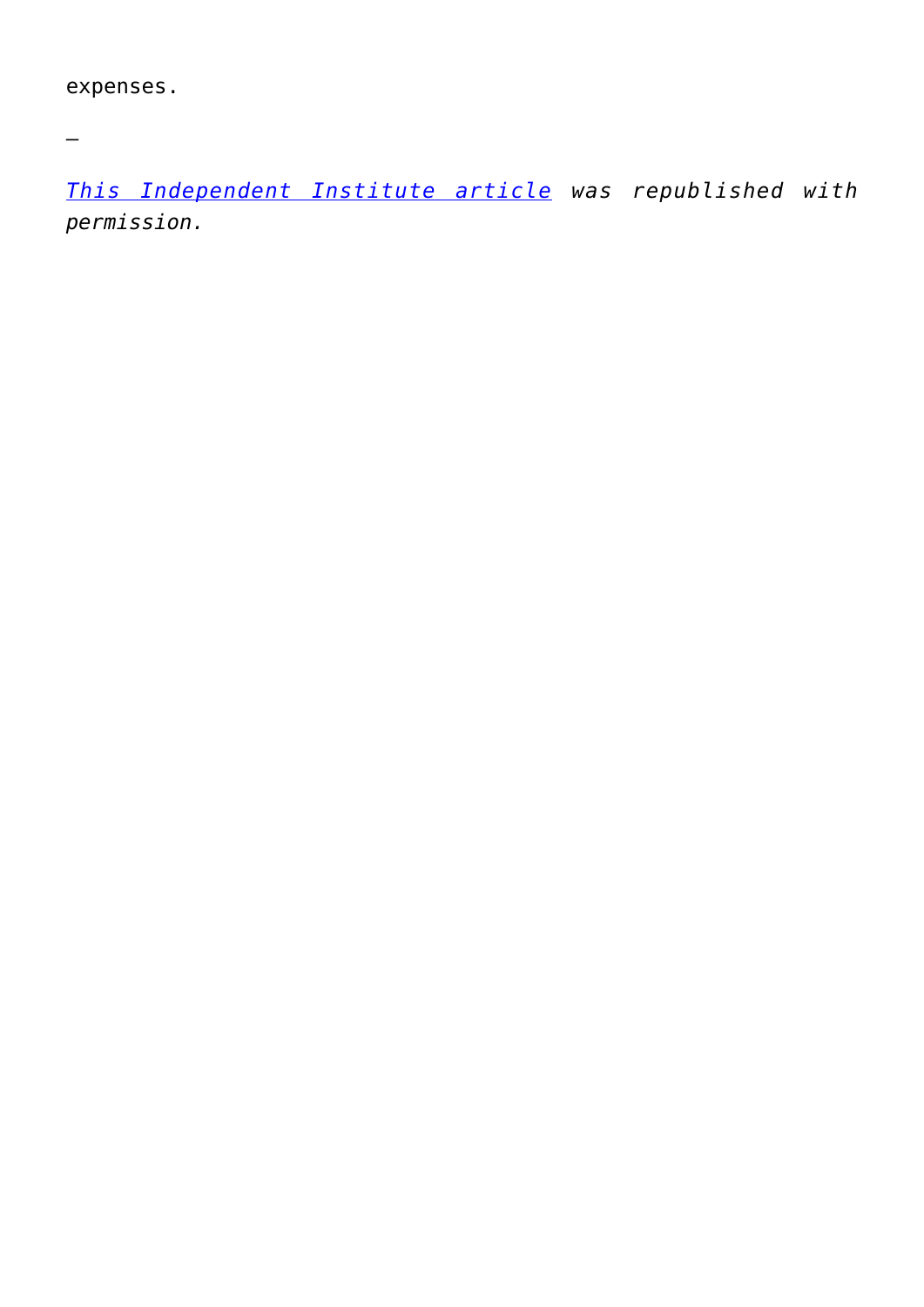expenses.

—

*[This Independent Institute article](#) was republished with permission.*